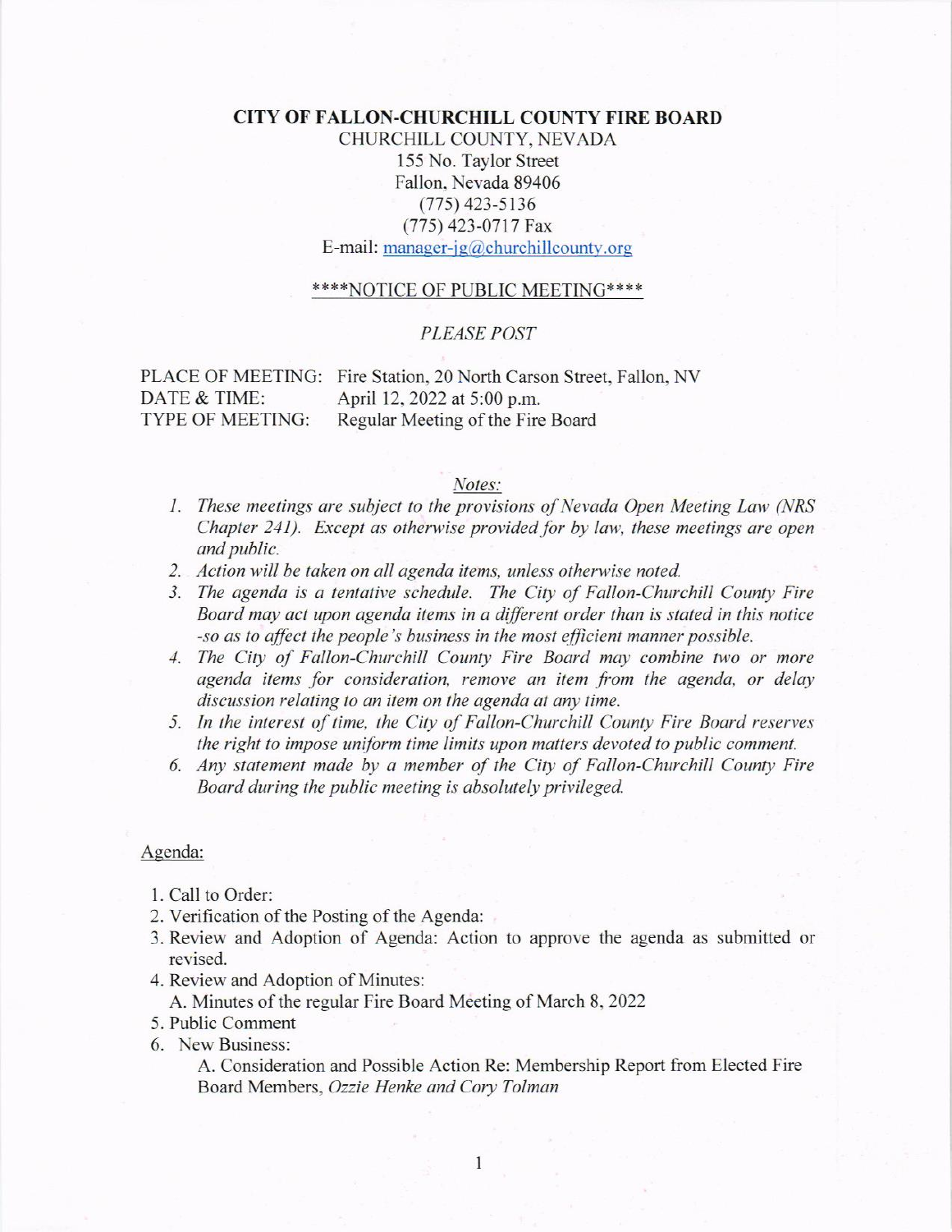# CITY OF FALLON-CHURCHILL COUNTY FIRE BOARD

CHURCHILL COUNTY, NEVADA
155 No. Taylor Street
Fallon, Nevada 89406
(775) 423-5136
(775) 423-0717 Fax
E-mail: manager-jg@churchillcounty.org

## ****NOTICE OF PUBLIC MEETING****

*PLEASE POST*

PLACE OF MEETING: Fire Station, 20 North Carson Street, Fallon, NV
DATE & TIME: April 12, 2022 at 5:00 p.m.
TYPE OF MEETING: Regular Meeting of the Fire Board

*Notes:*

1. *These meetings are subject to the provisions of Nevada Open Meeting Law (NRS Chapter 241). Except as otherwise provided for by law, these meetings are open and public.*
2. *Action will be taken on all agenda items, unless otherwise noted.*
3. *The agenda is a tentative schedule. The City of Fallon-Churchill County Fire Board may act upon agenda items in a different order than is stated in this notice -so as to affect the people's business in the most efficient manner possible.*
4. *The City of Fallon-Churchill County Fire Board may combine two or more agenda items for consideration, remove an item from the agenda, or delay discussion relating to an item on the agenda at any time.*
5. *In the interest of time, the City of Fallon-Churchill County Fire Board reserves the right to impose uniform time limits upon matters devoted to public comment.*
6. *Any statement made by a member of the City of Fallon-Churchill County Fire Board during the public meeting is absolutely privileged.*

Agenda:

1. Call to Order:
2. Verification of the Posting of the Agenda:
3. Review and Adoption of Agenda: Action to approve the agenda as submitted or revised.
4. Review and Adoption of Minutes:
   A. Minutes of the regular Fire Board Meeting of March 8, 2022
5. Public Comment
6. New Business:
   A. Consideration and Possible Action Re: Membership Report from Elected Fire Board Members, *Ozzie Henke and Cory Tolman*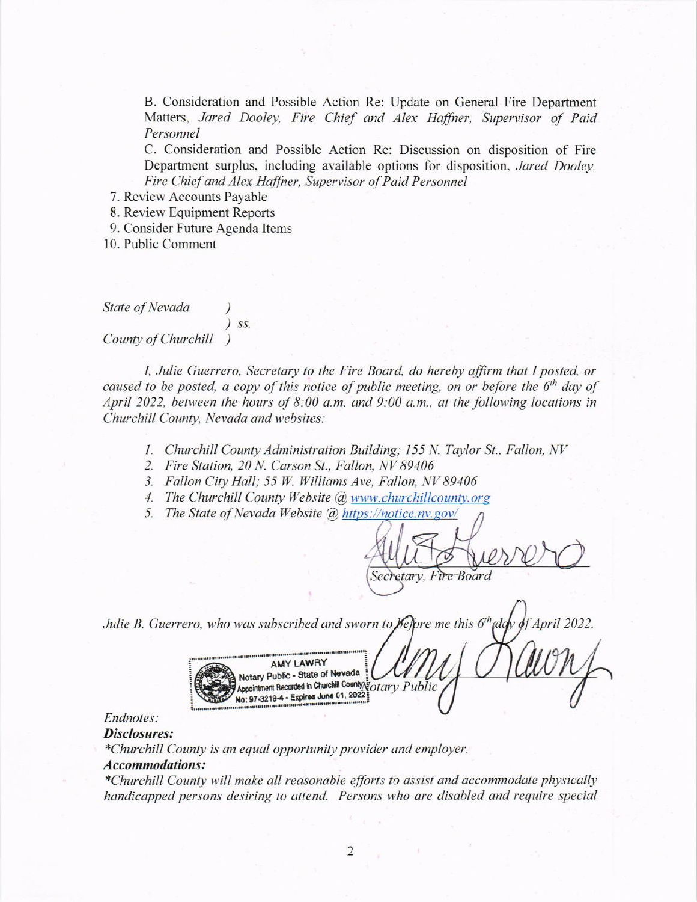B. Consideration and Possible Action Re: Update on General Fire Department Matters, *Jared Dooley, Fire Chief and Alex Haffner, Supervisor of Paid Personnel*

C. Consideration and Possible Action Re: Discussion on disposition of Fire Department surplus, including available options for disposition, *Jared Dooley, Fire Chief and Alex Haffner, Supervisor of Paid Personnel*

7. Review Accounts Payable
8. Review Equipment Reports
9. Consider Future Agenda Items
10. Public Comment

*State of Nevada* )
) *ss.*
*County of Churchill* )

*I, Julie Guerrero, Secretary to the Fire Board, do hereby affirm that I posted, or caused to be posted, a copy of this notice of public meeting, on or before the 6th day of April 2022, between the hours of 8:00 a.m. and 9:00 a.m., at the following locations in Churchill County, Nevada and websites:*

1. *Churchill County Administration Building; 155 N. Taylor St., Fallon, NV*
2. *Fire Station, 20 N. Carson St., Fallon, NV 89406*
3. *Fallon City Hall; 55 W. Williams Ave, Fallon, NV 89406*
4. *The Churchill County Website @ www.churchillcounty.org*
5. *The State of Nevada Website @ https://notice.nv.gov/*

*Secretary, Fire Board*

*Julie B. Guerrero, who was subscribed and sworn to before me this 6th day of April 2022.*

AMY LAWRY
Notary Public - State of Nevada
Appointment Recorded in Churchill County
No: 97-3219-4 - Expires June 01, 2022

*Notary Public*

*Endnotes:*

***Disclosures:***

**Churchill County is an equal opportunity provider and employer.*

***Accommodations:***

**Churchill County will make all reasonable efforts to assist and accommodate physically handicapped persons desiring to attend. Persons who are disabled and require special*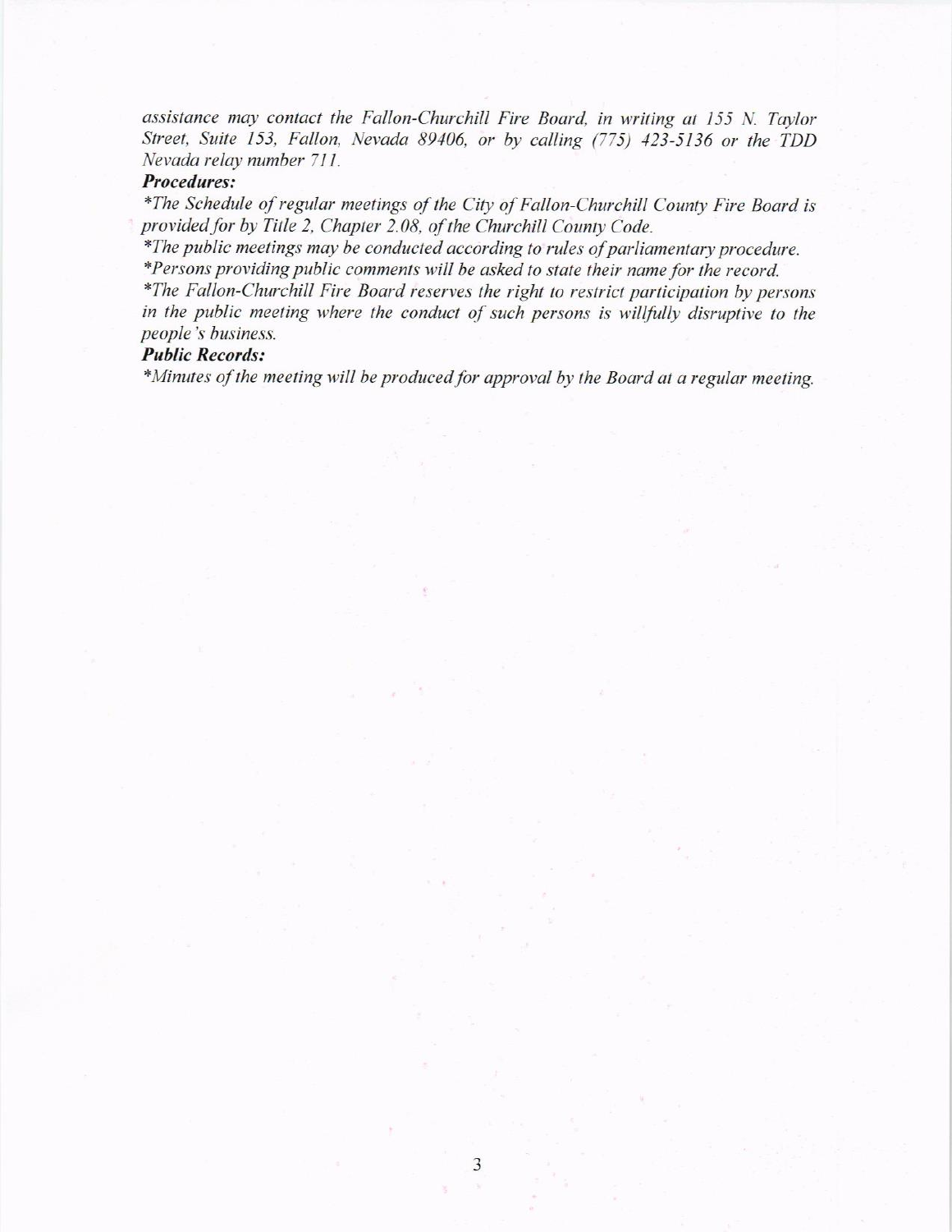*assistance may contact the Fallon-Churchill Fire Board, in writing at 155 N. Taylor Street, Suite 153, Fallon, Nevada 89406, or by calling (775) 423-5136 or the TDD Nevada relay number 711.*

***Procedures:***

*\*The Schedule of regular meetings of the City of Fallon-Churchill County Fire Board is provided for by Title 2, Chapter 2.08, of the Churchill County Code.*

*\*The public meetings may be conducted according to rules of parliamentary procedure.*

*\*Persons providing public comments will be asked to state their name for the record.*

*\*The Fallon-Churchill Fire Board reserves the right to restrict participation by persons in the public meeting where the conduct of such persons is willfully disruptive to the people's business.*

***Public Records:***

*\*Minutes of the meeting will be produced for approval by the Board at a regular meeting.*